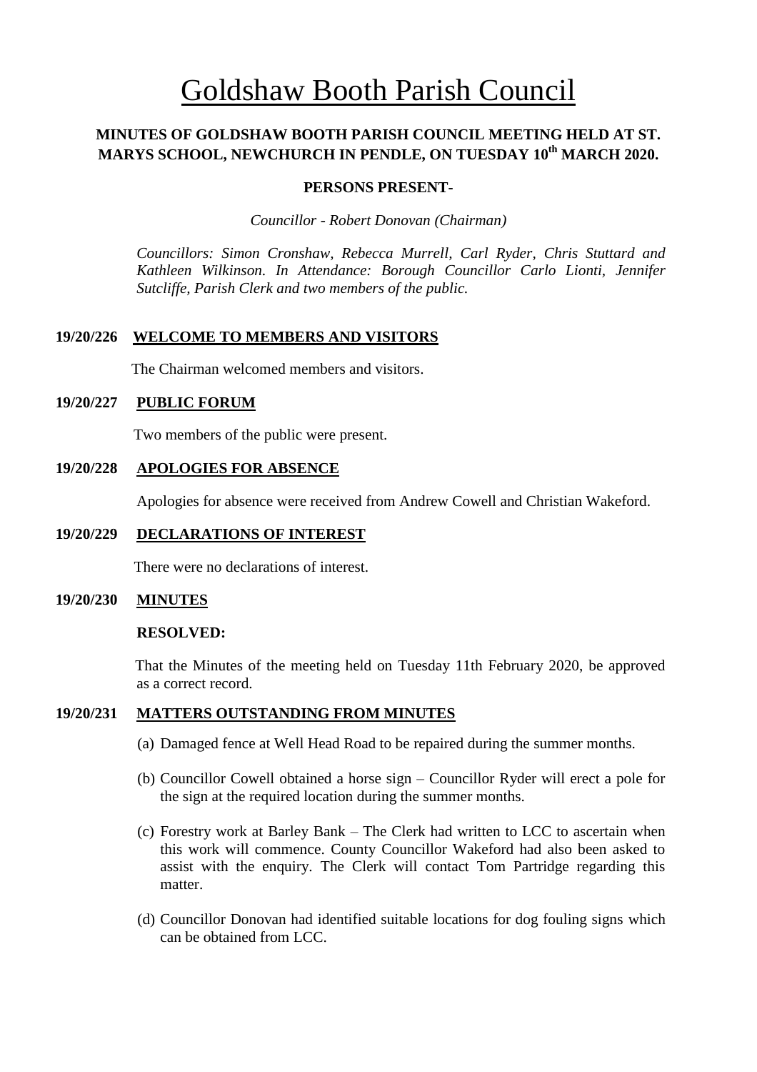# Goldshaw Booth Parish Council

**MINUTES OF GOLDSHAW BOOTH PARISH COUNCIL MEETING HELD AT ST. MARYS SCHOOL, NEWCHURCH IN PENDLE, ON TUESDAY 10th MARCH 2020.**

**PERSONS PRESENT-**

*Councillor - Robert Donovan (Chairman)*

*Councillors: Simon Cronshaw, Rebecca Murrell, Carl Ryder, Chris Stuttard and Kathleen Wilkinson. In Attendance: Borough Councillor Carlo Lionti, Jennifer Sutcliffe, Parish Clerk and two members of the public.*

**19/20/226 WELCOME TO MEMBERS AND VISITORS**

The Chairman welcomed members and visitors.

**19/20/227 PUBLIC FORUM**

Two members of the public were present.

**19/20/228 APOLOGIES FOR ABSENCE**

Apologies for absence were received from Andrew Cowell and Christian Wakeford.

**19/20/229 DECLARATIONS OF INTEREST**

There were no declarations of interest.

**19/20/230 MINUTES**

**RESOLVED:**

That the Minutes of the meeting held on Tuesday 11th February 2020, be approved as a correct record.

**19/20/231 MATTERS OUTSTANDING FROM MINUTES**

(a) Damaged fence at Well Head Road to be repaired during the summer months.

(b) Councillor Cowell obtained a horse sign – Councillor Ryder will erect a pole for the sign at the required location during the summer months.

(c) Forestry work at Barley Bank – The Clerk had written to LCC to ascertain when this work will commence. County Councillor Wakeford had also been asked to assist with the enquiry. The Clerk will contact Tom Partridge regarding this matter.

(d) Councillor Donovan had identified suitable locations for dog fouling signs which can be obtained from LCC.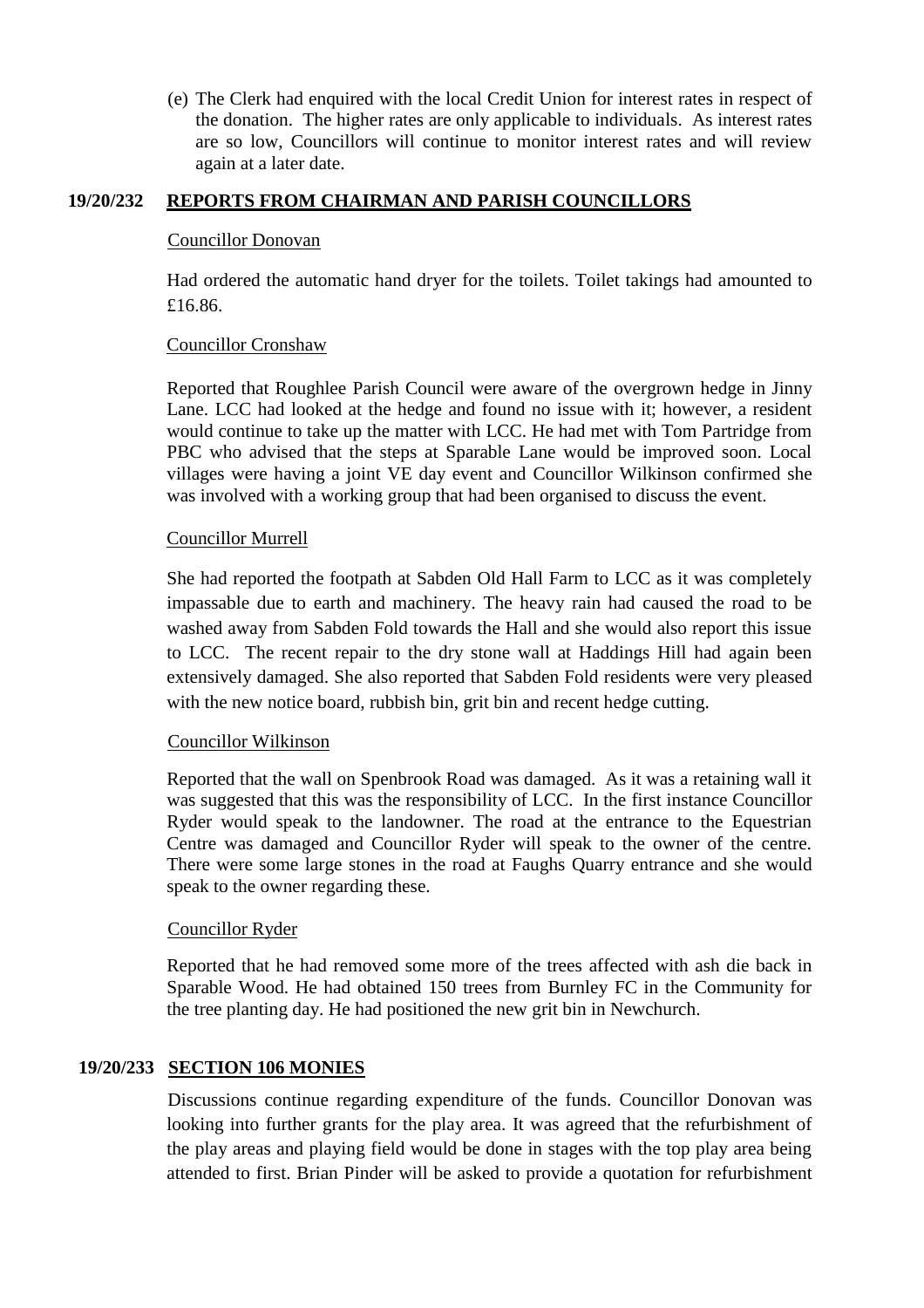(e) The Clerk had enquired with the local Credit Union for interest rates in respect of the donation. The higher rates are only applicable to individuals. As interest rates are so low, Councillors will continue to monitor interest rates and will review again at a later date.

## 19/20/232 REPORTS FROM CHAIRMAN AND PARISH COUNCILLORS

Councillor Donovan

Had ordered the automatic hand dryer for the toilets. Toilet takings had amounted to £16.86.

Councillor Cronshaw

Reported that Roughlee Parish Council were aware of the overgrown hedge in Jinny Lane. LCC had looked at the hedge and found no issue with it; however, a resident would continue to take up the matter with LCC. He had met with Tom Partridge from PBC who advised that the steps at Sparable Lane would be improved soon. Local villages were having a joint VE day event and Councillor Wilkinson confirmed she was involved with a working group that had been organised to discuss the event.

Councillor Murrell

She had reported the footpath at Sabden Old Hall Farm to LCC as it was completely impassable due to earth and machinery. The heavy rain had caused the road to be washed away from Sabden Fold towards the Hall and she would also report this issue to LCC. The recent repair to the dry stone wall at Haddings Hill had again been extensively damaged. She also reported that Sabden Fold residents were very pleased with the new notice board, rubbish bin, grit bin and recent hedge cutting.

Councillor Wilkinson

Reported that the wall on Spenbrook Road was damaged. As it was a retaining wall it was suggested that this was the responsibility of LCC. In the first instance Councillor Ryder would speak to the landowner. The road at the entrance to the Equestrian Centre was damaged and Councillor Ryder will speak to the owner of the centre. There were some large stones in the road at Faughs Quarry entrance and she would speak to the owner regarding these.

Councillor Ryder

Reported that he had removed some more of the trees affected with ash die back in Sparable Wood. He had obtained 150 trees from Burnley FC in the Community for the tree planting day. He had positioned the new grit bin in Newchurch.

## 19/20/233 SECTION 106 MONIES

Discussions continue regarding expenditure of the funds. Councillor Donovan was looking into further grants for the play area. It was agreed that the refurbishment of the play areas and playing field would be done in stages with the top play area being attended to first. Brian Pinder will be asked to provide a quotation for refurbishment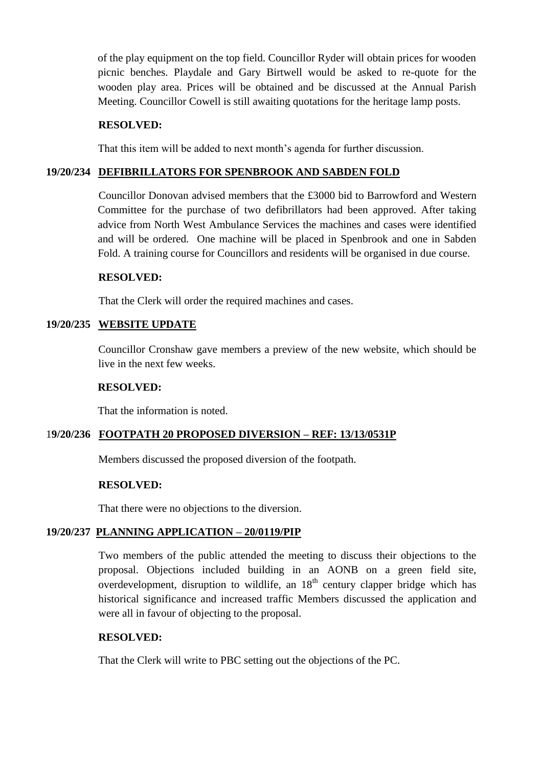of the play equipment on the top field. Councillor Ryder will obtain prices for wooden picnic benches. Playdale and Gary Birtwell would be asked to re-quote for the wooden play area. Prices will be obtained and be discussed at the Annual Parish Meeting. Councillor Cowell is still awaiting quotations for the heritage lamp posts.

**RESOLVED:**

That this item will be added to next month's agenda for further discussion.

**19/20/234 DEFIBRILLATORS FOR SPENBROOK AND SABDEN FOLD**

Councillor Donovan advised members that the £3000 bid to Barrowford and Western Committee for the purchase of two defibrillators had been approved. After taking advice from North West Ambulance Services the machines and cases were identified and will be ordered. One machine will be placed in Spenbrook and one in Sabden Fold. A training course for Councillors and residents will be organised in due course.

**RESOLVED:**

That the Clerk will order the required machines and cases.

**19/20/235 WEBSITE UPDATE**

Councillor Cronshaw gave members a preview of the new website, which should be live in the next few weeks.

**RESOLVED:**

That the information is noted.

**19/20/236 FOOTPATH 20 PROPOSED DIVERSION – REF: 13/13/0531P**

Members discussed the proposed diversion of the footpath.

**RESOLVED:**

That there were no objections to the diversion.

**19/20/237 PLANNING APPLICATION – 20/0119/PIP**

Two members of the public attended the meeting to discuss their objections to the proposal. Objections included building in an AONB on a green field site, overdevelopment, disruption to wildlife, an 18th century clapper bridge which has historical significance and increased traffic Members discussed the application and were all in favour of objecting to the proposal.

**RESOLVED:**

That the Clerk will write to PBC setting out the objections of the PC.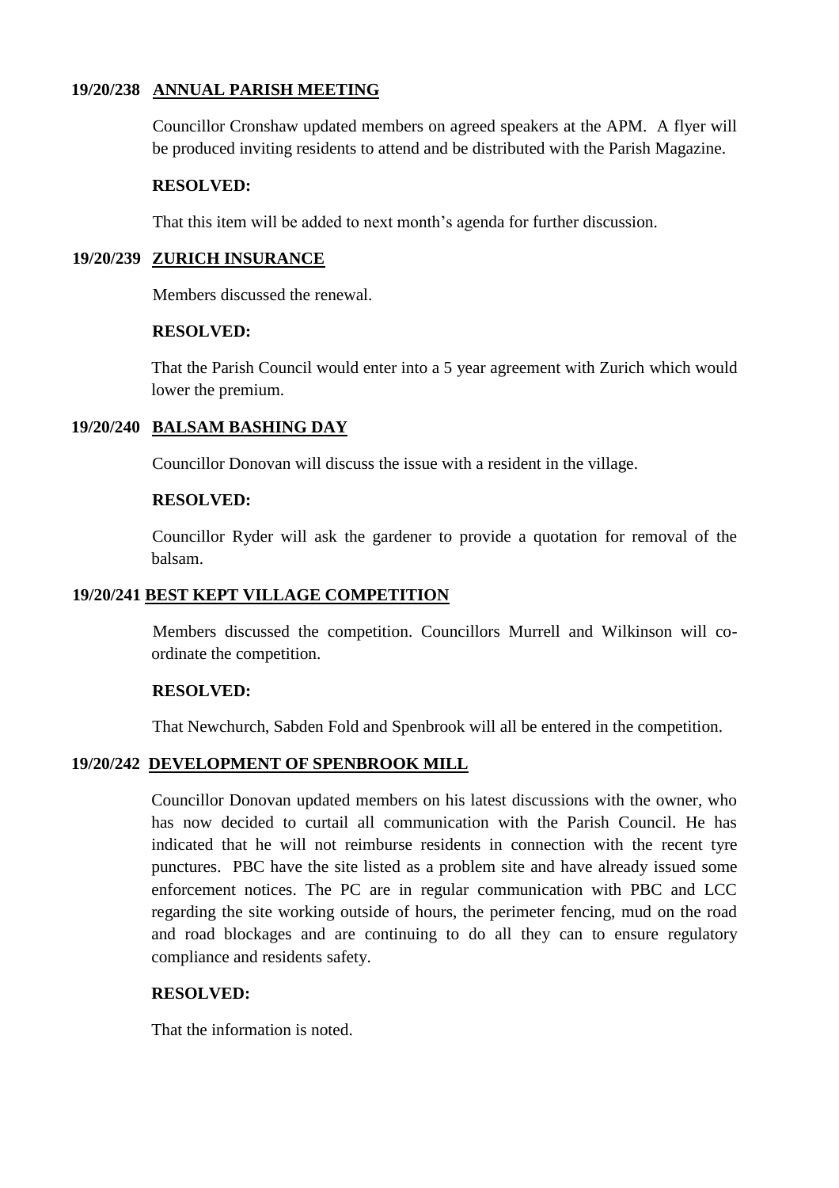**19/20/238 ANNUAL PARISH MEETING**

Councillor Cronshaw updated members on agreed speakers at the APM. A flyer will be produced inviting residents to attend and be distributed with the Parish Magazine.

**RESOLVED:**

That this item will be added to next month's agenda for further discussion.

**19/20/239 ZURICH INSURANCE**

Members discussed the renewal.

**RESOLVED:**

That the Parish Council would enter into a 5 year agreement with Zurich which would lower the premium.

**19/20/240 BALSAM BASHING DAY**

Councillor Donovan will discuss the issue with a resident in the village.

**RESOLVED:**

Councillor Ryder will ask the gardener to provide a quotation for removal of the balsam.

**19/20/241 BEST KEPT VILLAGE COMPETITION**

Members discussed the competition. Councillors Murrell and Wilkinson will co-ordinate the competition.

**RESOLVED:**

That Newchurch, Sabden Fold and Spenbrook will all be entered in the competition.

**19/20/242 DEVELOPMENT OF SPENBROOK MILL**

Councillor Donovan updated members on his latest discussions with the owner, who has now decided to curtail all communication with the Parish Council. He has indicated that he will not reimburse residents in connection with the recent tyre punctures. PBC have the site listed as a problem site and have already issued some enforcement notices. The PC are in regular communication with PBC and LCC regarding the site working outside of hours, the perimeter fencing, mud on the road and road blockages and are continuing to do all they can to ensure regulatory compliance and residents safety.

**RESOLVED:**

That the information is noted.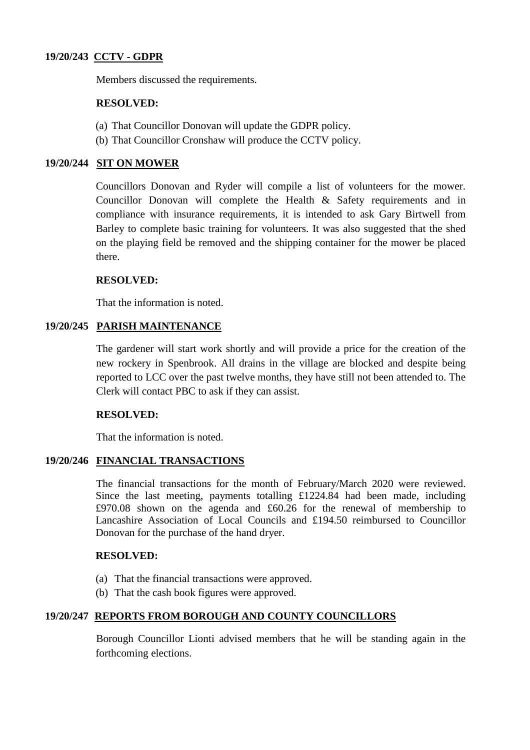**19/20/243 CCTV - GDPR**

Members discussed the requirements.

**RESOLVED:**

(a) That Councillor Donovan will update the GDPR policy.
(b) That Councillor Cronshaw will produce the CCTV policy.

**19/20/244 SIT ON MOWER**

Councillors Donovan and Ryder will compile a list of volunteers for the mower. Councillor Donovan will complete the Health & Safety requirements and in compliance with insurance requirements, it is intended to ask Gary Birtwell from Barley to complete basic training for volunteers. It was also suggested that the shed on the playing field be removed and the shipping container for the mower be placed there.

**RESOLVED:**

That the information is noted.

**19/20/245 PARISH MAINTENANCE**

The gardener will start work shortly and will provide a price for the creation of the new rockery in Spenbrook. All drains in the village are blocked and despite being reported to LCC over the past twelve months, they have still not been attended to. The Clerk will contact PBC to ask if they can assist.

**RESOLVED:**

That the information is noted.

**19/20/246 FINANCIAL TRANSACTIONS**

The financial transactions for the month of February/March 2020 were reviewed. Since the last meeting, payments totalling £1224.84 had been made, including £970.08 shown on the agenda and £60.26 for the renewal of membership to Lancashire Association of Local Councils and £194.50 reimbursed to Councillor Donovan for the purchase of the hand dryer.

**RESOLVED:**

(a) That the financial transactions were approved.
(b) That the cash book figures were approved.

**19/20/247 REPORTS FROM BOROUGH AND COUNTY COUNCILLORS**

Borough Councillor Lionti advised members that he will be standing again in the forthcoming elections.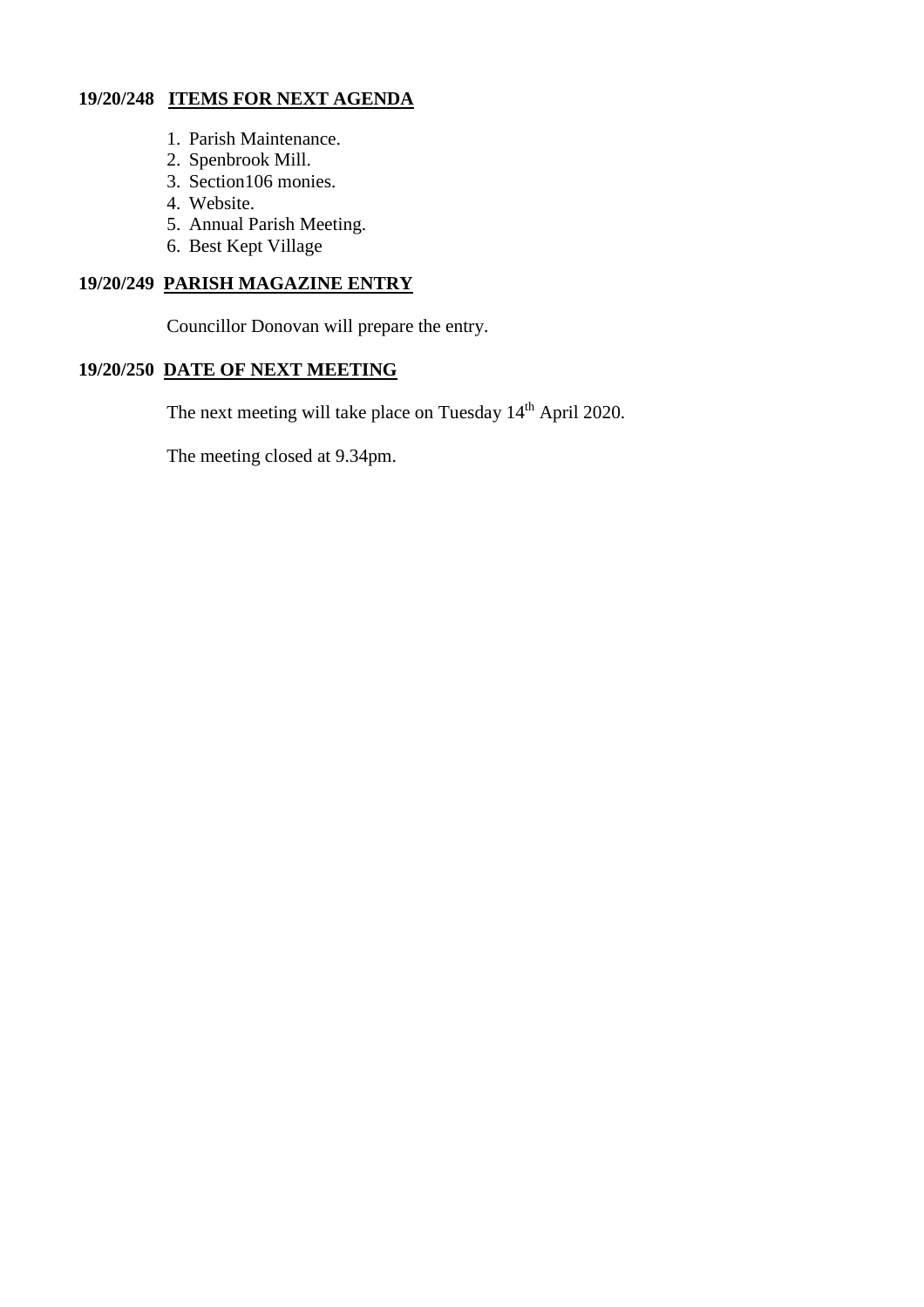**19/20/248 ITEMS FOR NEXT AGENDA**

1. Parish Maintenance.
2. Spenbrook Mill.
3. Section106 monies.
4. Website.
5. Annual Parish Meeting.
6. Best Kept Village

**19/20/249 PARISH MAGAZINE ENTRY**

Councillor Donovan will prepare the entry.

**19/20/250 DATE OF NEXT MEETING**

The next meeting will take place on Tuesday 14th April 2020.

The meeting closed at 9.34pm.